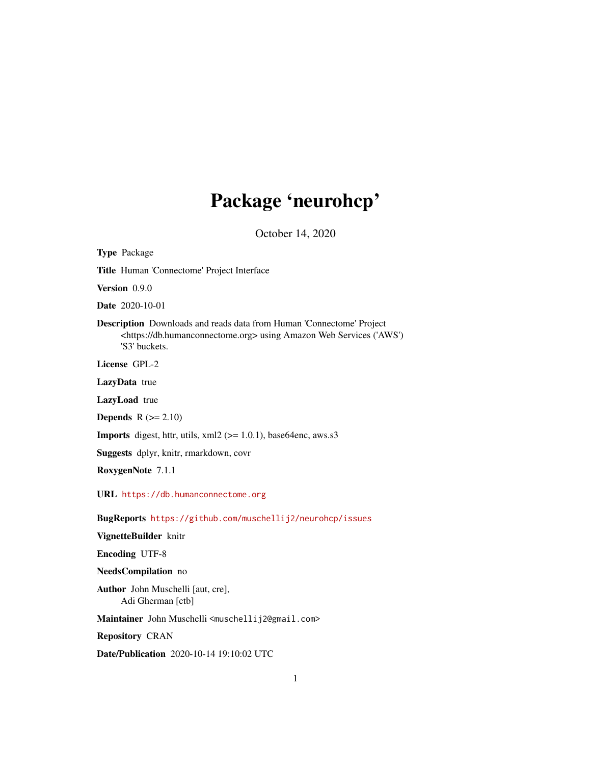# Package 'neurohcp'

October 14, 2020

**Type** Package

**Title** Human 'Connectome' Project Interface

**Version** 0.9.0

**Date** 2020-10-01

**Description** Downloads and reads data from Human 'Connectome' Project <https://db.humanconnectome.org> using Amazon Web Services ('AWS') 'S3' buckets.

**License** GPL-2

**LazyData** true

**LazyLoad** true

**Depends** R (>= 2.10)

**Imports** digest, httr, utils, xml2 (>= 1.0.1), base64enc, aws.s3

**Suggests** dplyr, knitr, rmarkdown, covr

**RoxygenNote** 7.1.1

**URL** https://db.humanconnectome.org

**BugReports** https://github.com/muschellij2/neurohcp/issues

**VignetteBuilder** knitr

**Encoding** UTF-8

**NeedsCompilation** no

**Author** John Muschelli [aut, cre],
Adi Gherman [ctb]

**Maintainer** John Muschelli <muschellij2@gmail.com>

**Repository** CRAN

**Date/Publication** 2020-10-14 19:10:02 UTC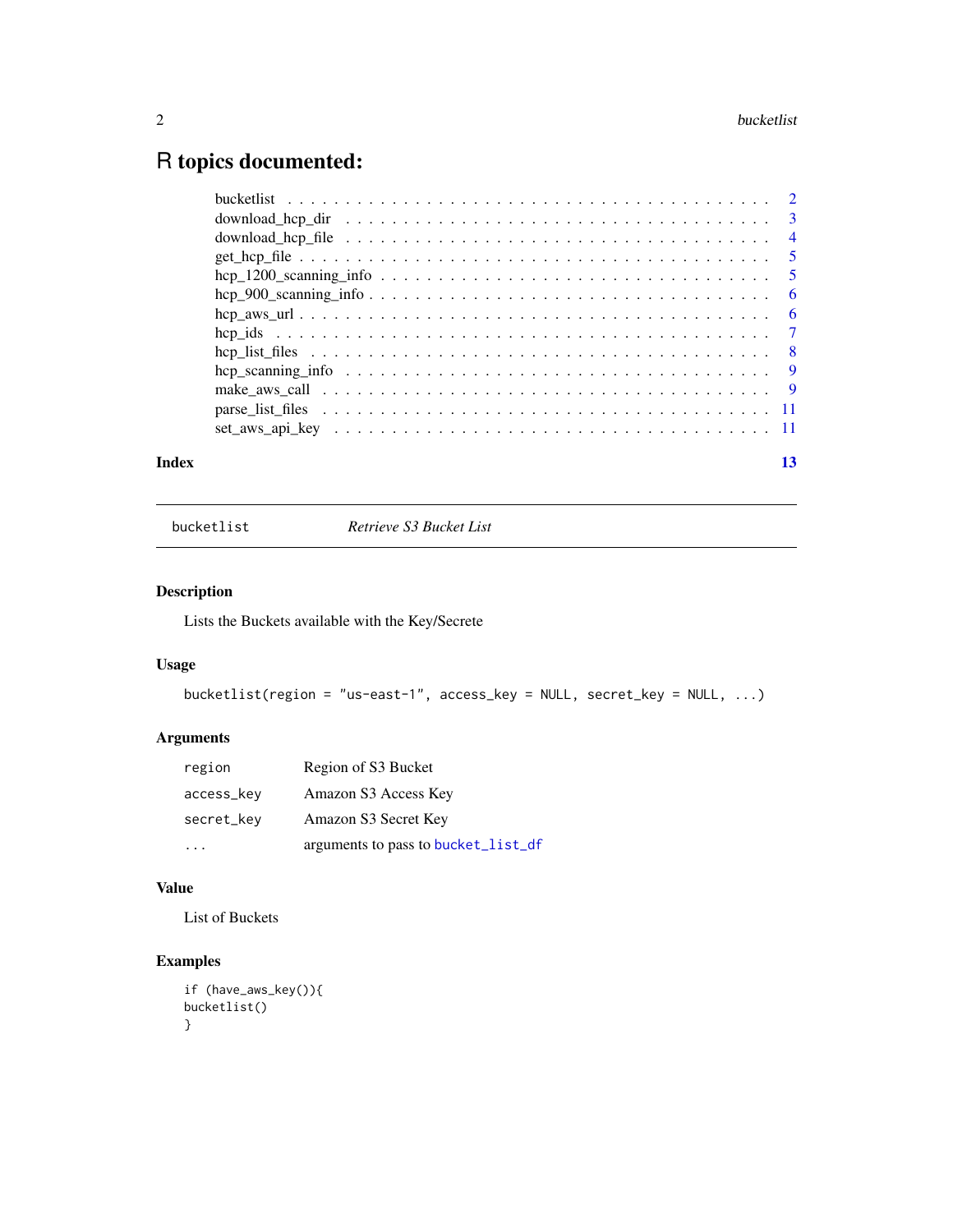# R topics documented:

| | |
|---|---|
| bucketlist | 2 |
| download_hcp_dir | 3 |
| download_hcp_file | 4 |
| get_hcp_file | 5 |
| hcp_1200_scanning_info | 5 |
| hcp_900_scanning_info | 6 |
| hcp_aws_url | 6 |
| hcp_ids | 7 |
| hcp_list_files | 8 |
| hcp_scanning_info | 9 |
| make_aws_call | 9 |
| parse_list_files | 11 |
| set_aws_api_key | 11 |

**Index** 13

---

`bucketlist` *Retrieve S3 Bucket List*

---

### Description

Lists the Buckets available with the Key/Secrete

### Usage

```
bucketlist(region = "us-east-1", access_key = NULL, secret_key = NULL, ...)
```

### Arguments

| | |
|---|---|
| `region` | Region of S3 Bucket |
| `access_key` | Amazon S3 Access Key |
| `secret_key` | Amazon S3 Secret Key |
| `...` | arguments to pass to `bucket_list_df` |

### Value

List of Buckets

### Examples

```
if (have_aws_key()){
bucketlist()
}
```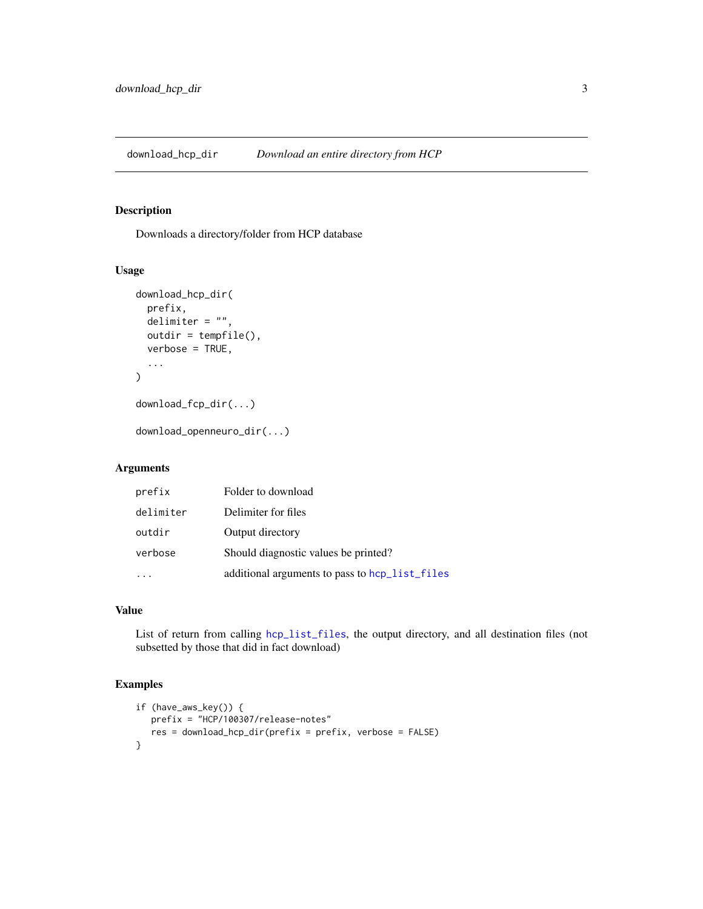# download_hcp_dir *Download an entire directory from HCP*

## Description

Downloads a directory/folder from HCP database

## Usage

```
download_hcp_dir(
  prefix,
  delimiter = "",
  outdir = tempfile(),
  verbose = TRUE,
  ...
)

download_fcp_dir(...)

download_openneuro_dir(...)
```

## Arguments

| | |
|---|---|
| prefix | Folder to download |
| delimiter | Delimiter for files |
| outdir | Output directory |
| verbose | Should diagnostic values be printed? |
| ... | additional arguments to pass to hcp_list_files |

## Value

List of return from calling hcp_list_files, the output directory, and all destination files (not subsetted by those that did in fact download)

## Examples

```
if (have_aws_key()) {
   prefix = "HCP/100307/release-notes"
   res = download_hcp_dir(prefix = prefix, verbose = FALSE)
}
```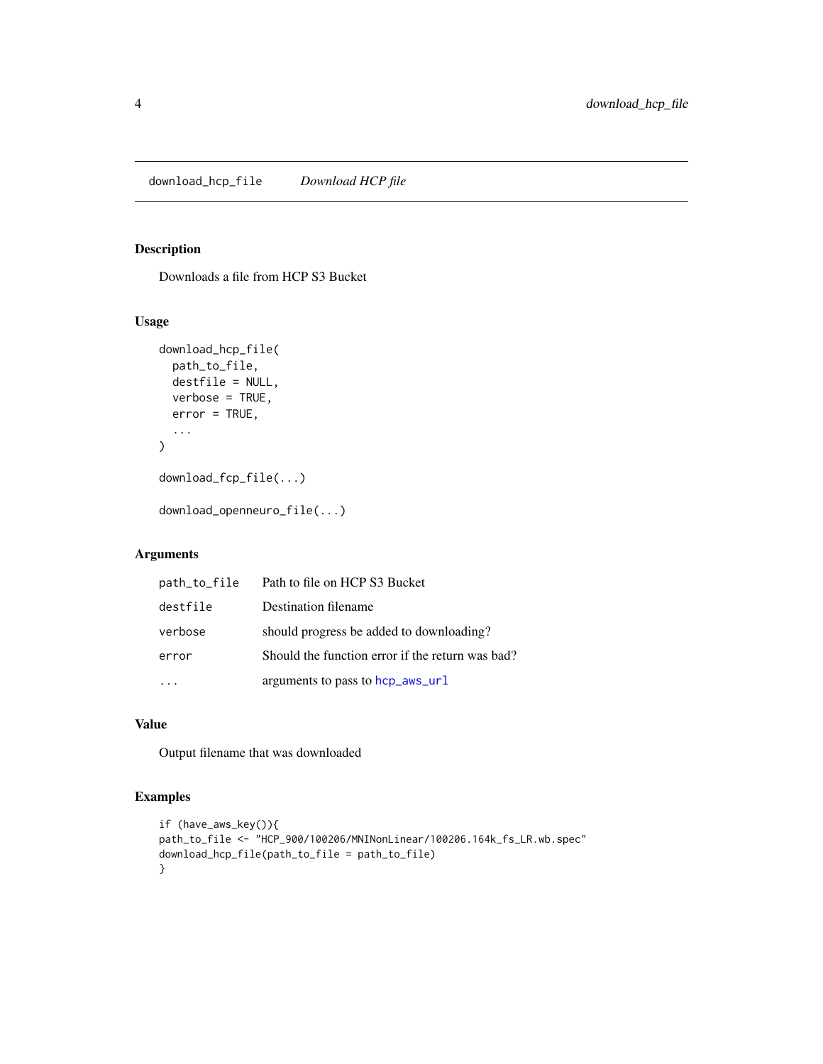## download_hcp_file *Download HCP file*

### Description

Downloads a file from HCP S3 Bucket

### Usage

```
download_hcp_file(
  path_to_file,
  destfile = NULL,
  verbose = TRUE,
  error = TRUE,
  ...
)

download_fcp_file(...)

download_openneuro_file(...)
```

### Arguments

| | |
|---|---|
| path_to_file | Path to file on HCP S3 Bucket |
| destfile | Destination filename |
| verbose | should progress be added to downloading? |
| error | Should the function error if the return was bad? |
| ... | arguments to pass to hcp_aws_url |

### Value

Output filename that was downloaded

### Examples

```
if (have_aws_key()){
path_to_file <- "HCP_900/100206/MNINonLinear/100206.164k_fs_LR.wb.spec"
download_hcp_file(path_to_file = path_to_file)
}
```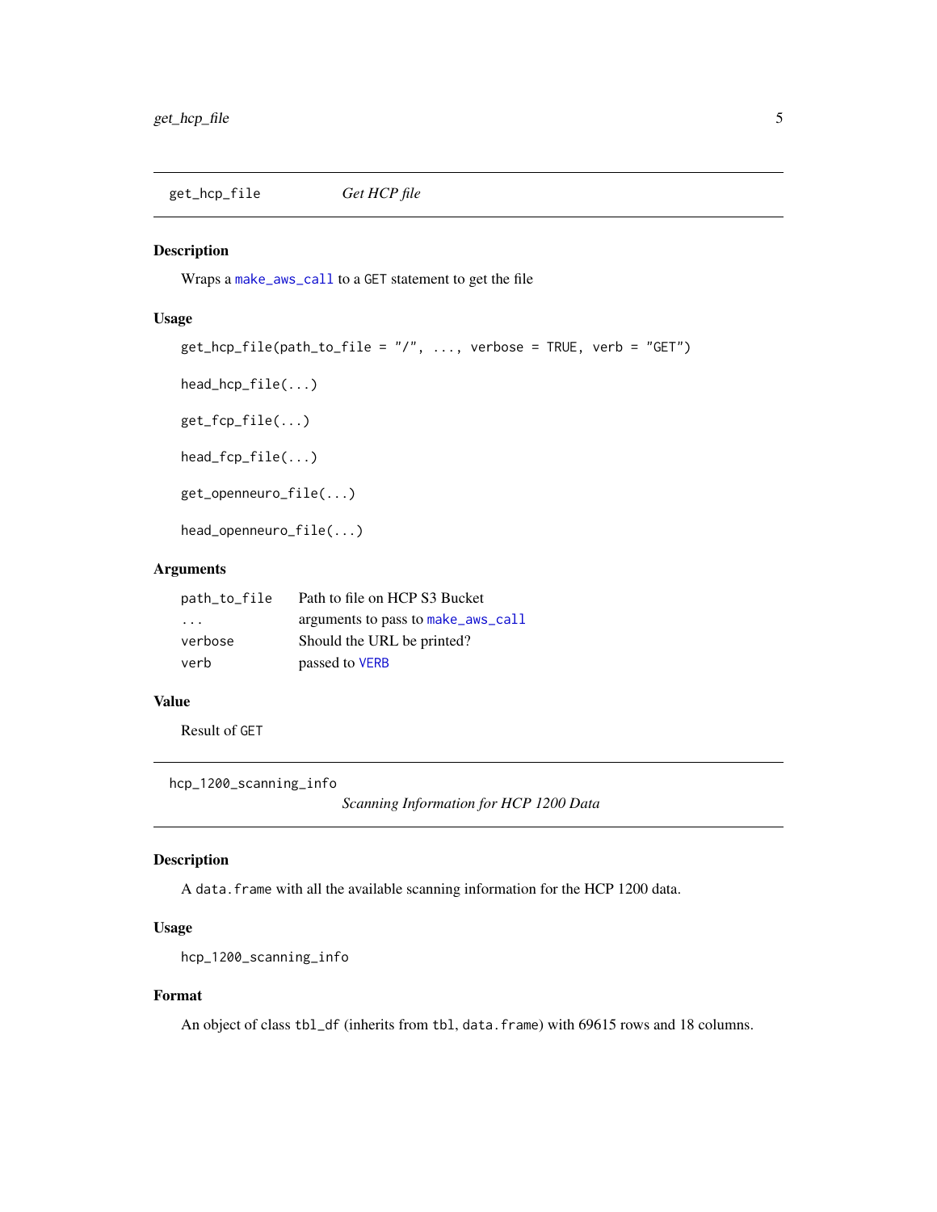## get_hcp_file — *Get HCP file*

### Description

Wraps a `make_aws_call` to a `GET` statement to get the file

### Usage

```
get_hcp_file(path_to_file = "/", ..., verbose = TRUE, verb = "GET")

head_hcp_file(...)

get_fcp_file(...)

head_fcp_file(...)

get_openneuro_file(...)

head_openneuro_file(...)
```

### Arguments

| | |
|---|---|
| `path_to_file` | Path to file on HCP S3 Bucket |
| `...` | arguments to pass to `make_aws_call` |
| `verbose` | Should the URL be printed? |
| `verb` | passed to `VERB` |

### Value

Result of `GET`

## hcp_1200_scanning_info — *Scanning Information for HCP 1200 Data*

### Description

A `data.frame` with all the available scanning information for the HCP 1200 data.

### Usage

```
hcp_1200_scanning_info
```

### Format

An object of class `tbl_df` (inherits from `tbl`, `data.frame`) with 69615 rows and 18 columns.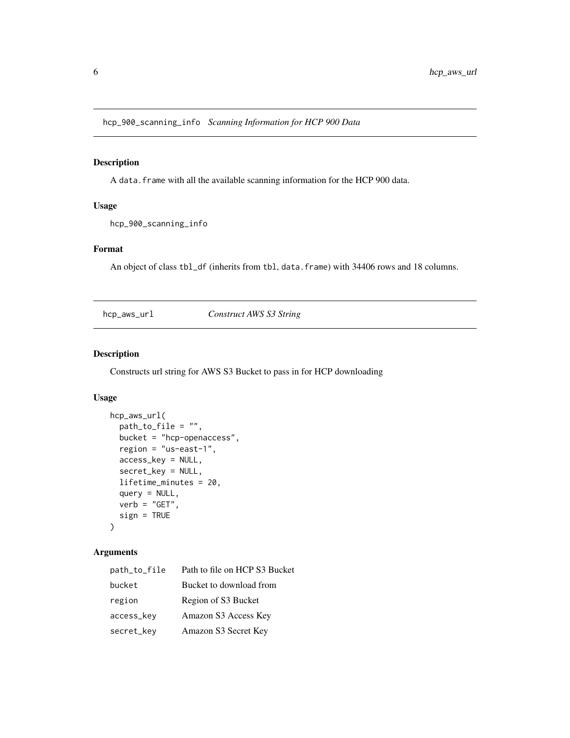## hcp_900_scanning_info *Scanning Information for HCP 900 Data*

### Description

A `data.frame` with all the available scanning information for the HCP 900 data.

### Usage

```
hcp_900_scanning_info
```

### Format

An object of class `tbl_df` (inherits from `tbl`, `data.frame`) with 34406 rows and 18 columns.

## hcp_aws_url *Construct AWS S3 String*

### Description

Constructs url string for AWS S3 Bucket to pass in for HCP downloading

### Usage

```
hcp_aws_url(
  path_to_file = "",
  bucket = "hcp-openaccess",
  region = "us-east-1",
  access_key = NULL,
  secret_key = NULL,
  lifetime_minutes = 20,
  query = NULL,
  verb = "GET",
  sign = TRUE
)
```

### Arguments

| | |
|---|---|
| path_to_file | Path to file on HCP S3 Bucket |
| bucket | Bucket to download from |
| region | Region of S3 Bucket |
| access_key | Amazon S3 Access Key |
| secret_key | Amazon S3 Secret Key |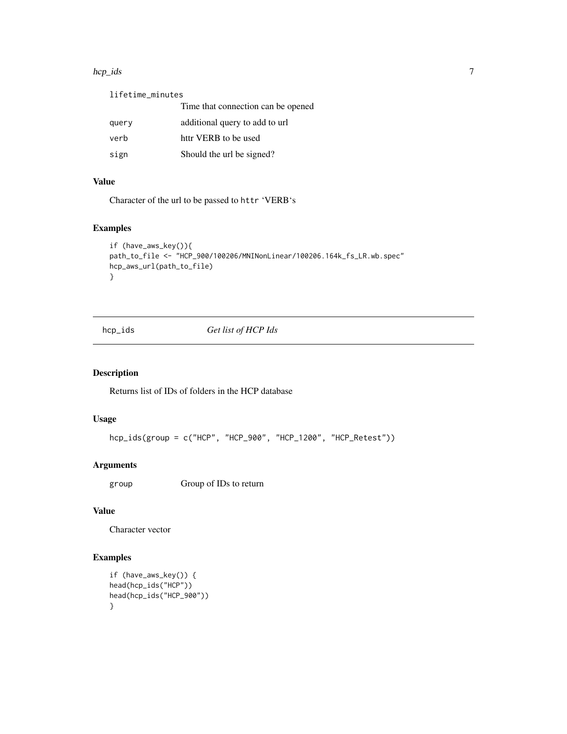| | |
|---|---|
| lifetime_minutes | Time that connection can be opened |
| query | additional query to add to url |
| verb | httr VERB to be used |
| sign | Should the url be signed? |

## Value

Character of the url to be passed to `httr` 'VERB's

## Examples

```
if (have_aws_key()){
path_to_file <- "HCP_900/100206/MNINonLinear/100206.164k_fs_LR.wb.spec"
hcp_aws_url(path_to_file)
}
```

---

# hcp_ids *Get list of HCP Ids*

## Description

Returns list of IDs of folders in the HCP database

## Usage

```
hcp_ids(group = c("HCP", "HCP_900", "HCP_1200", "HCP_Retest"))
```

## Arguments

| | |
|---|---|
| group | Group of IDs to return |

## Value

Character vector

## Examples

```
if (have_aws_key()) {
head(hcp_ids("HCP"))
head(hcp_ids("HCP_900"))
}
```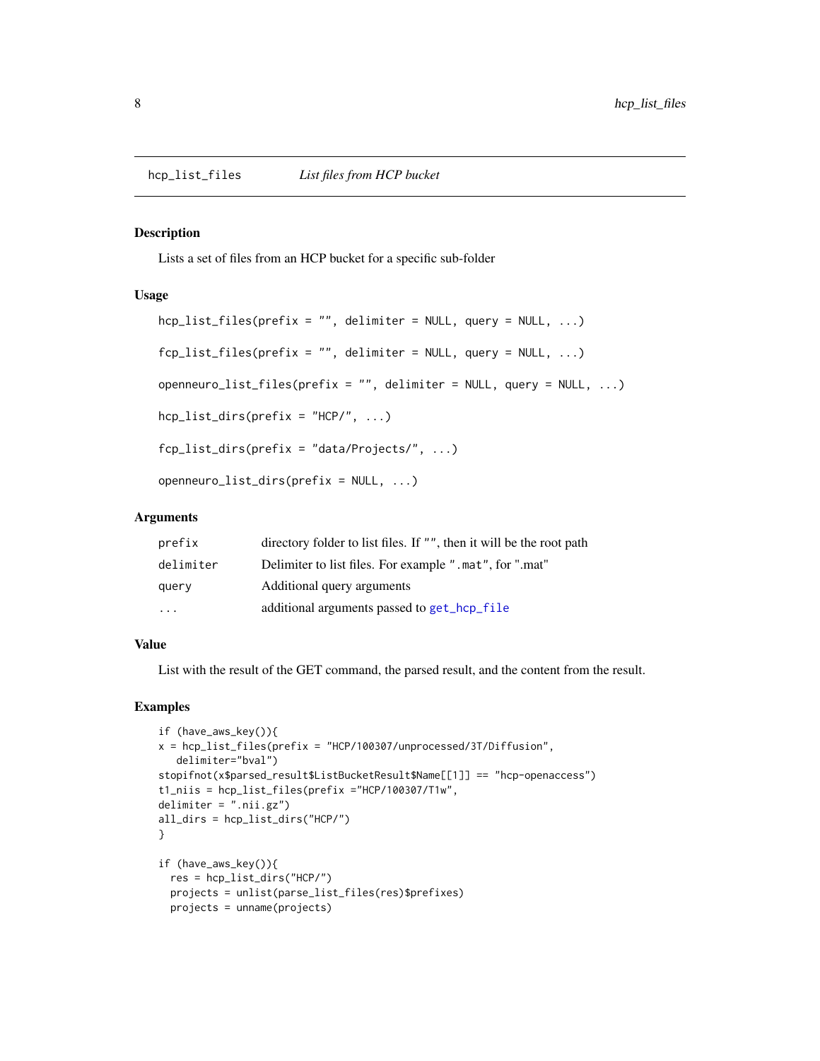## hcp_list_files — *List files from HCP bucket*

### Description

Lists a set of files from an HCP bucket for a specific sub-folder

### Usage

```
hcp_list_files(prefix = "", delimiter = NULL, query = NULL, ...)

fcp_list_files(prefix = "", delimiter = NULL, query = NULL, ...)

openneuro_list_files(prefix = "", delimiter = NULL, query = NULL, ...)

hcp_list_dirs(prefix = "HCP/", ...)

fcp_list_dirs(prefix = "data/Projects/", ...)

openneuro_list_dirs(prefix = NULL, ...)
```

### Arguments

| | |
|---|---|
| `prefix` | directory folder to list files. If `""`, then it will be the root path |
| `delimiter` | Delimiter to list files. For example `".mat"`, for ".mat" |
| `query` | Additional query arguments |
| `...` | additional arguments passed to `get_hcp_file` |

### Value

List with the result of the GET command, the parsed result, and the content from the result.

### Examples

```
if (have_aws_key()){
x = hcp_list_files(prefix = "HCP/100307/unprocessed/3T/Diffusion",
   delimiter="bval")
stopifnot(x$parsed_result$ListBucketResult$Name[[1]] == "hcp-openaccess")
t1_niis = hcp_list_files(prefix ="HCP/100307/T1w",
delimiter = ".nii.gz")
all_dirs = hcp_list_dirs("HCP/")
}

if (have_aws_key()){
  res = hcp_list_dirs("HCP/")
  projects = unlist(parse_list_files(res)$prefixes)
  projects = unname(projects)
```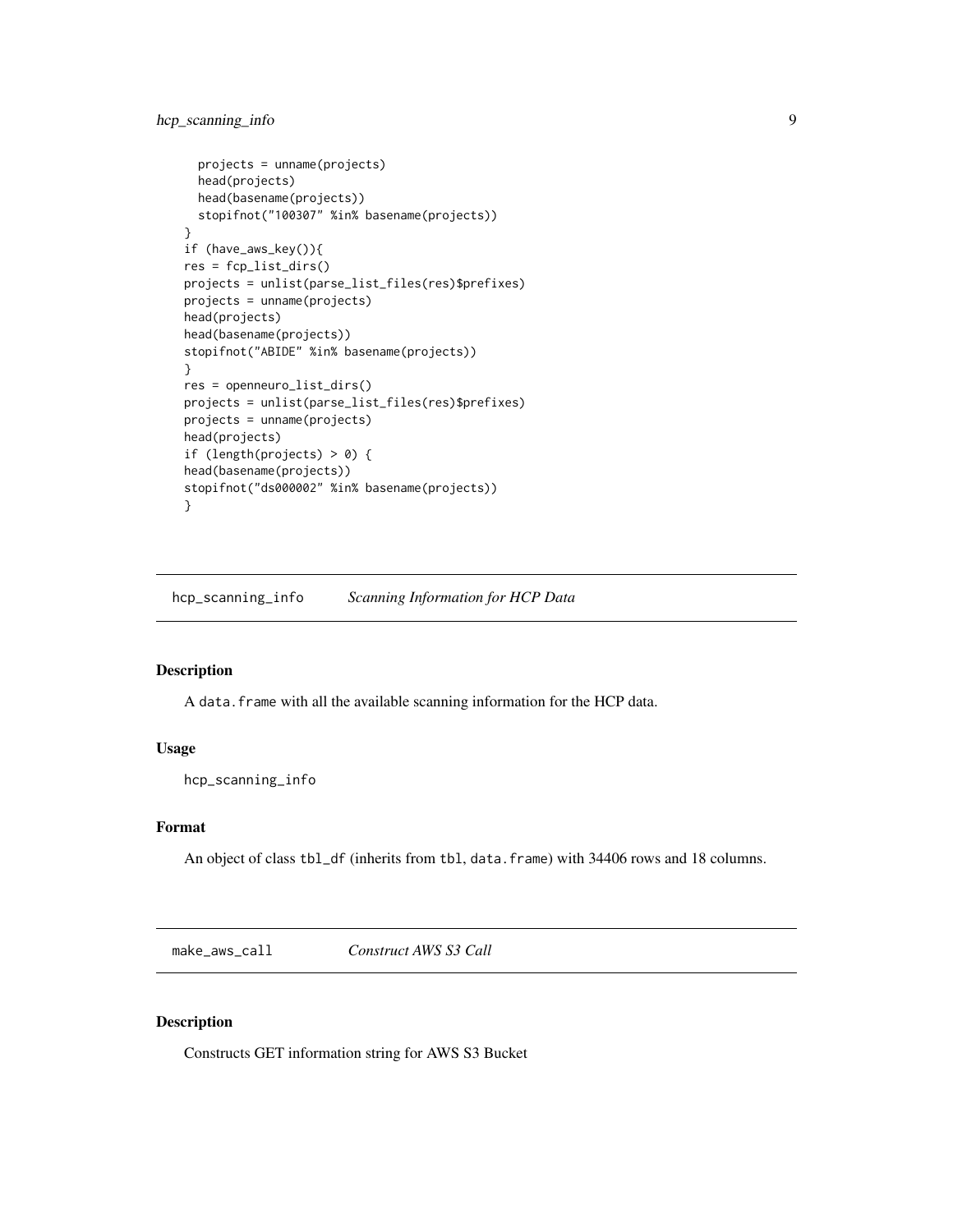```
  projects = unname(projects)
  head(projects)
  head(basename(projects))
  stopifnot("100307" %in% basename(projects))
}
if (have_aws_key()){
res = fcp_list_dirs()
projects = unlist(parse_list_files(res)$prefixes)
projects = unname(projects)
head(projects)
head(basename(projects))
stopifnot("ABIDE" %in% basename(projects))
}
res = openneuro_list_dirs()
projects = unlist(parse_list_files(res)$prefixes)
projects = unname(projects)
head(projects)
if (length(projects) > 0) {
head(basename(projects))
stopifnot("ds000002" %in% basename(projects))
}
```

---

## hcp_scanning_info — *Scanning Information for HCP Data*

---

### Description

A `data.frame` with all the available scanning information for the HCP data.

### Usage

```
hcp_scanning_info
```

### Format

An object of class `tbl_df` (inherits from `tbl`, `data.frame`) with 34406 rows and 18 columns.

---

## make_aws_call — *Construct AWS S3 Call*

---

### Description

Constructs GET information string for AWS S3 Bucket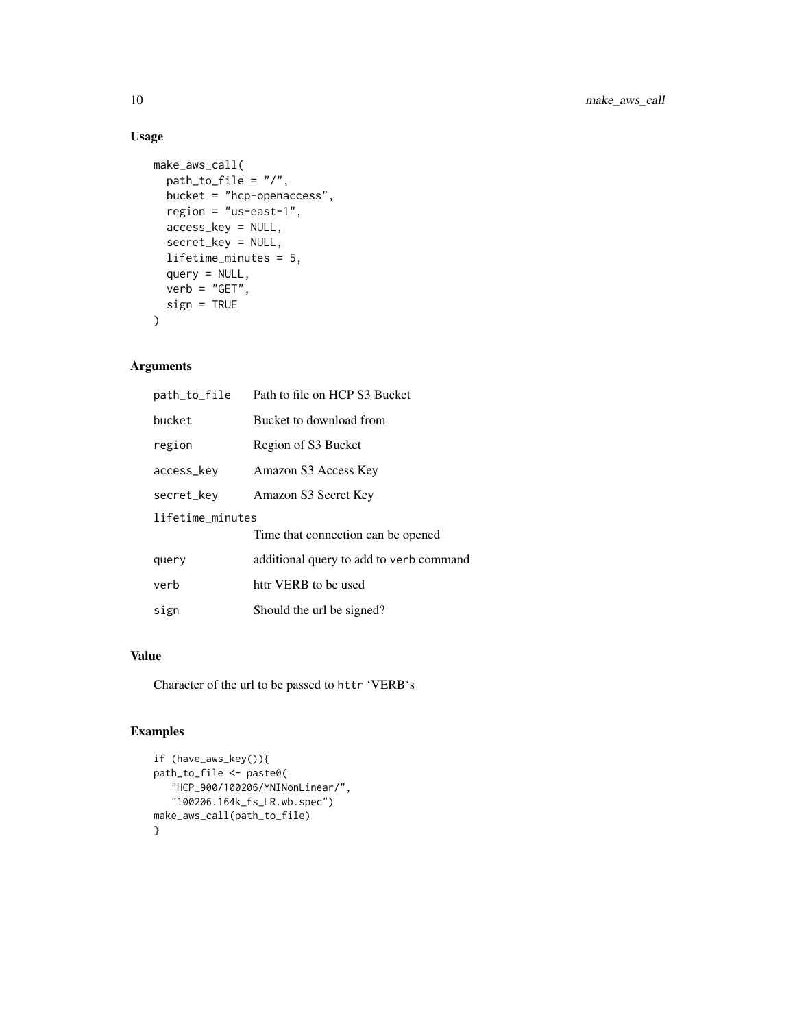### Usage

```
make_aws_call(
  path_to_file = "/",
  bucket = "hcp-openaccess",
  region = "us-east-1",
  access_key = NULL,
  secret_key = NULL,
  lifetime_minutes = 5,
  query = NULL,
  verb = "GET",
  sign = TRUE
)
```

### Arguments

| | |
|---|---|
| path_to_file | Path to file on HCP S3 Bucket |
| bucket | Bucket to download from |
| region | Region of S3 Bucket |
| access_key | Amazon S3 Access Key |
| secret_key | Amazon S3 Secret Key |
| lifetime_minutes | Time that connection can be opened |
| query | additional query to add to `verb` command |
| verb | httr VERB to be used |
| sign | Should the url be signed? |

### Value

Character of the url to be passed to `httr` 'VERB's

### Examples

```
if (have_aws_key()){
path_to_file <- paste0(
   "HCP_900/100206/MNINonLinear/",
   "100206.164k_fs_LR.wb.spec")
make_aws_call(path_to_file)
}
```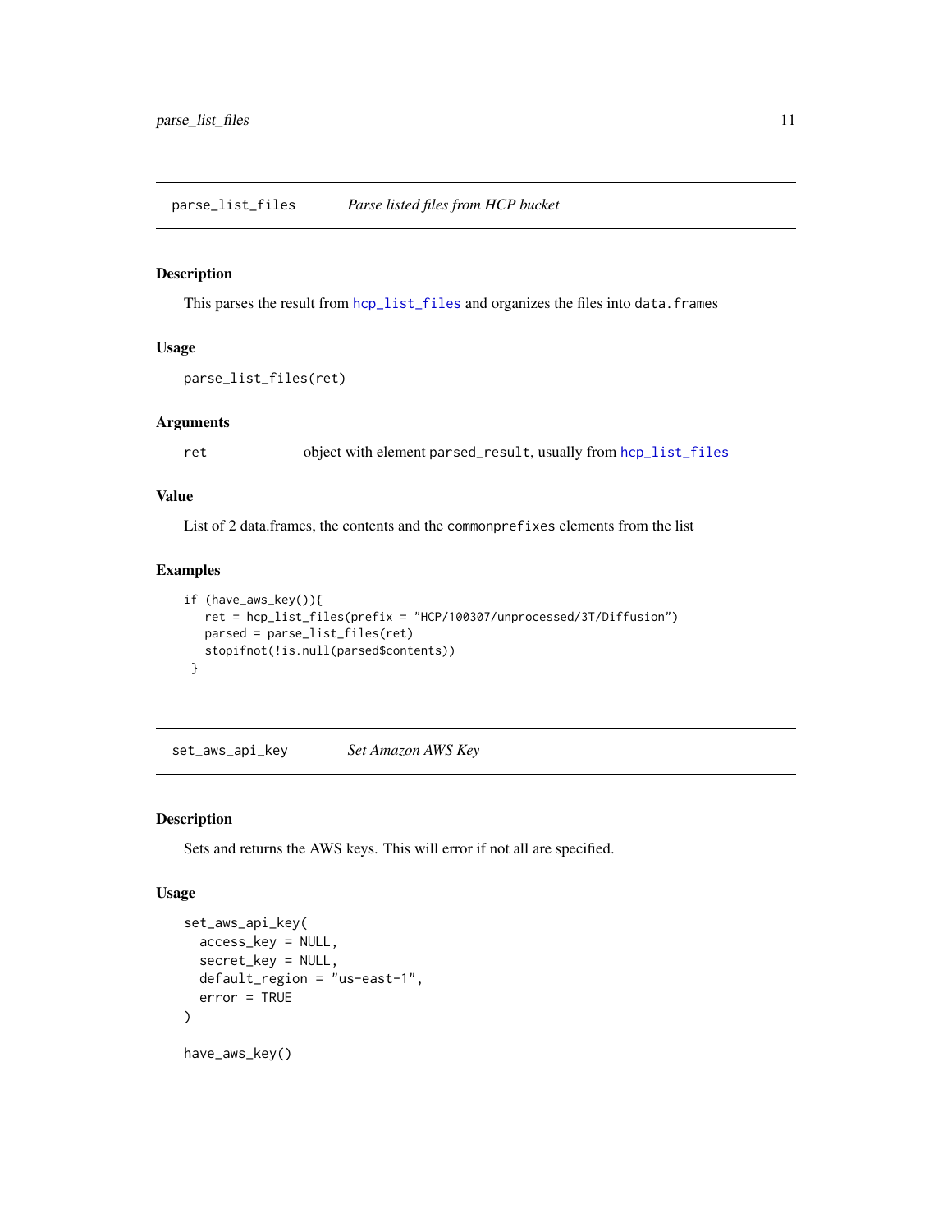## parse_list_files *Parse listed files from HCP bucket*

### Description

This parses the result from `hcp_list_files` and organizes the files into `data.frames`

### Usage

```
parse_list_files(ret)
```

### Arguments

| | |
|---|---|
| `ret` | object with element `parsed_result`, usually from `hcp_list_files` |

### Value

List of 2 data.frames, the contents and the `commonprefixes` elements from the list

### Examples

```
if (have_aws_key()){
   ret = hcp_list_files(prefix = "HCP/100307/unprocessed/3T/Diffusion")
   parsed = parse_list_files(ret)
   stopifnot(!is.null(parsed$contents))
 }
```

## set_aws_api_key *Set Amazon AWS Key*

### Description

Sets and returns the AWS keys. This will error if not all are specified.

### Usage

```
set_aws_api_key(
  access_key = NULL,
  secret_key = NULL,
  default_region = "us-east-1",
  error = TRUE
)

have_aws_key()
```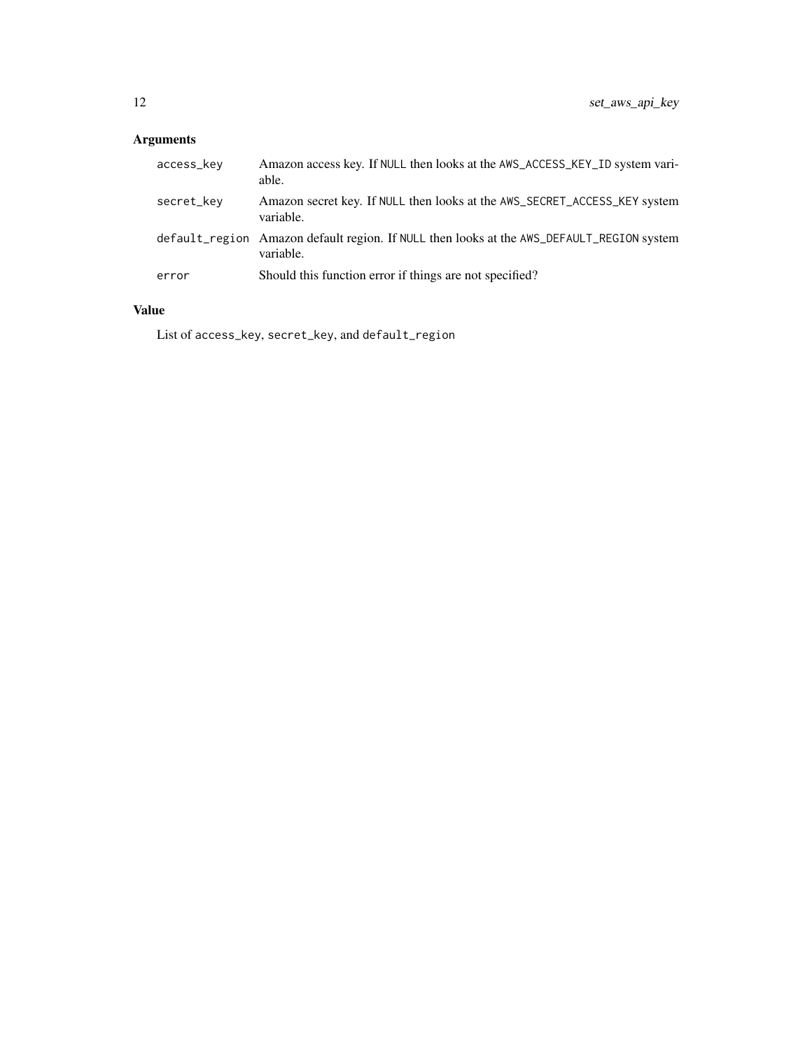## Arguments

| | |
|---|---|
| `access_key` | Amazon access key. If `NULL` then looks at the `AWS_ACCESS_KEY_ID` system variable. |
| `secret_key` | Amazon secret key. If `NULL` then looks at the `AWS_SECRET_ACCESS_KEY` system variable. |
| `default_region` | Amazon default region. If `NULL` then looks at the `AWS_DEFAULT_REGION` system variable. |
| `error` | Should this function error if things are not specified? |

## Value

List of `access_key`, `secret_key`, and `default_region`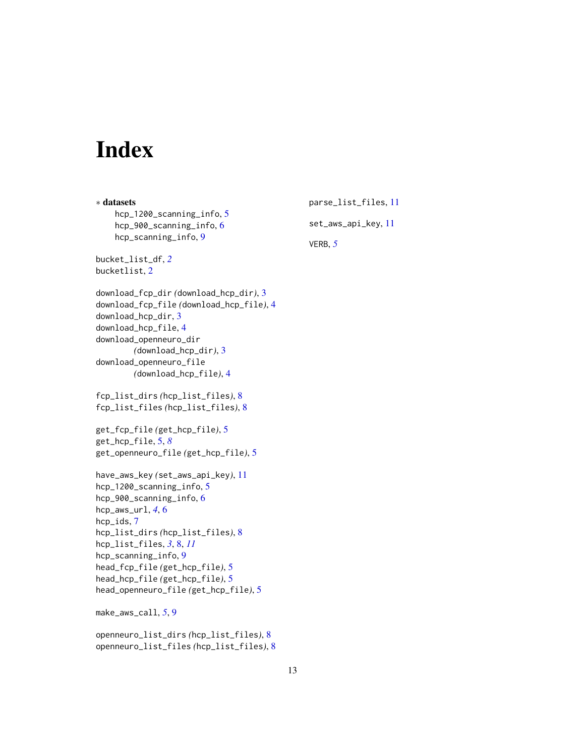# Index

* **datasets**
  - hcp_1200_scanning_info, 5
  - hcp_900_scanning_info, 6
  - hcp_scanning_info, 9

bucket_list_df, *2*
bucketlist, 2

download_fcp_dir *(*download_hcp_dir*)*, 3
download_fcp_file *(*download_hcp_file*)*, 4
download_hcp_dir, 3
download_hcp_file, 4
download_openneuro_dir *(*download_hcp_dir*)*, 3
download_openneuro_file *(*download_hcp_file*)*, 4

fcp_list_dirs *(*hcp_list_files*)*, 8
fcp_list_files *(*hcp_list_files*)*, 8

get_fcp_file *(*get_hcp_file*)*, 5
get_hcp_file, 5, *8*
get_openneuro_file *(*get_hcp_file*)*, 5

have_aws_key *(*set_aws_api_key*)*, 11
hcp_1200_scanning_info, 5
hcp_900_scanning_info, 6
hcp_aws_url, *4*, 6
hcp_ids, 7
hcp_list_dirs *(*hcp_list_files*)*, 8
hcp_list_files, *3*, 8, *11*
hcp_scanning_info, 9
head_fcp_file *(*get_hcp_file*)*, 5
head_hcp_file *(*get_hcp_file*)*, 5
head_openneuro_file *(*get_hcp_file*)*, 5

make_aws_call, *5*, 9

openneuro_list_dirs *(*hcp_list_files*)*, 8
openneuro_list_files *(*hcp_list_files*)*, 8

parse_list_files, 11

set_aws_api_key, 11

VERB, *5*